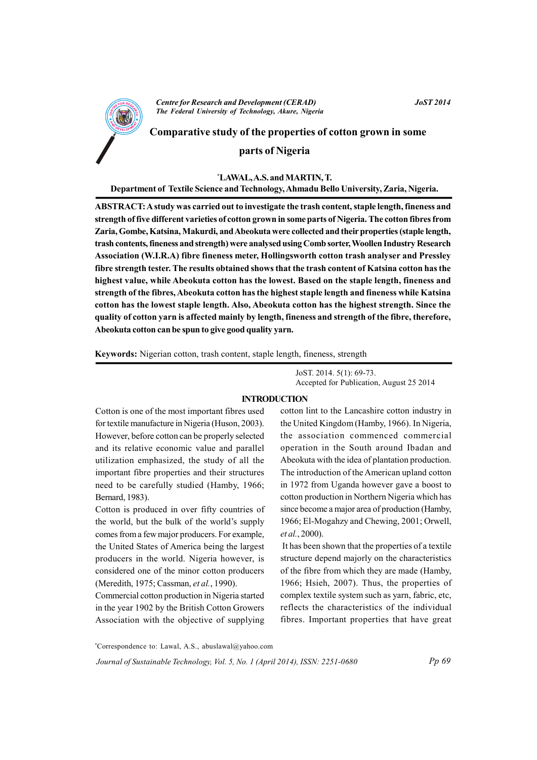# Comparative study of the properties of cotton grown in some parts of Nigeria

*LAWAL, A.S. and MARTIN, T.

Department of Textile Science and Technology, Ahmadu Bello University, Zaria, Nigeria.

**ABSTRACT: A study was carried out to investigate the trash content, staple length, fineness and strength of five different varieties of cotton grown in some parts of Nigeria. The cotton fibres from Zaria, Gombe, Katsina, Makurdi, and Abeokuta were collected and their properties (staple length, trash contents, fineness and strength) were analysed using Comb sorter, Woollen Industry Research Association (W.I.R.A) fibre fineness meter, Hollingsworth cotton trash analyser and Pressley fibre strength tester. The results obtained shows that the trash content of Katsina cotton has the highest value, while Abeokuta cotton has the lowest. Based on the staple length, fineness and strength of the fibres, Abeokuta cotton has the highest staple length and fineness while Katsina cotton has the lowest staple length. Also, Abeokuta cotton has the highest strength. Since the quality of cotton yarn is affected mainly by length, fineness and strength of the fibre, therefore, Abeokuta cotton can be spun to give good quality yarn.**

**Keywords:** Nigerian cotton, trash content, staple length, fineness, strength

JoST. 2014. 5(1): 69-73.
Accepted for Publication, August 25 2014

## INTRODUCTION

Cotton is one of the most important fibres used for textile manufacture in Nigeria (Huson, 2003). However, before cotton can be properly selected and its relative economic value and parallel utilization emphasized, the study of all the important fibre properties and their structures need to be carefully studied (Hamby, 1966; Bernard, 1983).

Cotton is produced in over fifty countries of the world, but the bulk of the world's supply comes from a few major producers. For example, the United States of America being the largest producers in the world. Nigeria however, is considered one of the minor cotton producers (Meredith, 1975; Cassman, *et al.*, 1990).

Commercial cotton production in Nigeria started in the year 1902 by the British Cotton Growers Association with the objective of supplying cotton lint to the Lancashire cotton industry in the United Kingdom (Hamby, 1966). In Nigeria, the association commenced commercial operation in the South around Ibadan and Abeokuta with the idea of plantation production. The introduction of the American upland cotton in 1972 from Uganda however gave a boost to cotton production in Northern Nigeria which has since become a major area of production (Hamby, 1966; El-Mogahzy and Chewing, 2001; Orwell, *et al.*, 2000).

It has been shown that the properties of a textile structure depend majorly on the characteristics of the fibre from which they are made (Hamby, 1966; Hsieh, 2007). Thus, the properties of complex textile system such as yarn, fabric, etc, reflects the characteristics of the individual fibres. Important properties that have great

*Correspondence to: Lawal, A.S., abuslawal@yahoo.com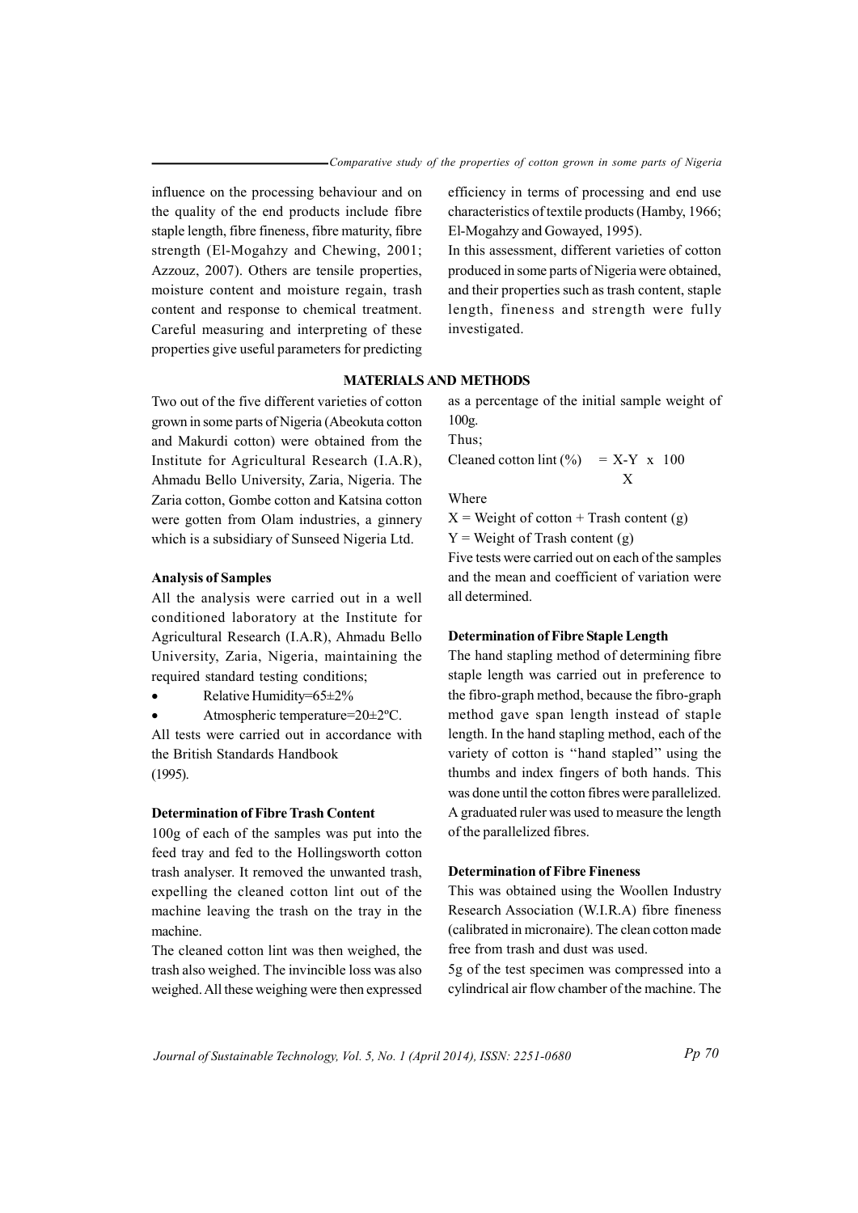influence on the processing behaviour and on the quality of the end products include fibre staple length, fibre fineness, fibre maturity, fibre strength (El-Mogahzy and Chewing, 2001; Azzouz, 2007). Others are tensile properties, moisture content and moisture regain, trash content and response to chemical treatment. Careful measuring and interpreting of these properties give useful parameters for predicting efficiency in terms of processing and end use characteristics of textile products (Hamby, 1966; El-Mogahzy and Gowayed, 1995).

In this assessment, different varieties of cotton produced in some parts of Nigeria were obtained, and their properties such as trash content, staple length, fineness and strength were fully investigated.

## MATERIALS AND METHODS

Two out of the five different varieties of cotton grown in some parts of Nigeria (Abeokuta cotton and Makurdi cotton) were obtained from the Institute for Agricultural Research (I.A.R), Ahmadu Bello University, Zaria, Nigeria. The Zaria cotton, Gombe cotton and Katsina cotton were gotten from Olam industries, a ginnery which is a subsidiary of Sunseed Nigeria Ltd.

### Analysis of Samples

All the analysis were carried out in a well conditioned laboratory at the Institute for Agricultural Research (I.A.R), Ahmadu Bello University, Zaria, Nigeria, maintaining the required standard testing conditions;

- Relative Humidity=65±2%
- Atmospheric temperature=20±2ºC.

All tests were carried out in accordance with the British Standards Handbook (1995).

### Determination of Fibre Trash Content

100g of each of the samples was put into the feed tray and fed to the Hollingsworth cotton trash analyser. It removed the unwanted trash, expelling the cleaned cotton lint out of the machine leaving the trash on the tray in the machine.

The cleaned cotton lint was then weighed, the trash also weighed. The invincible loss was also weighed. All these weighing were then expressed as a percentage of the initial sample weight of 100g.

Thus;

$$\text{Cleaned cotton lint (\%)} = \frac{X-Y}{X} \times 100$$

Where

X = Weight of cotton + Trash content (g)

Y = Weight of Trash content (g)

Five tests were carried out on each of the samples and the mean and coefficient of variation were all determined.

### Determination of Fibre Staple Length

The hand stapling method of determining fibre staple length was carried out in preference to the fibro-graph method, because the fibro-graph method gave span length instead of staple length. In the hand stapling method, each of the variety of cotton is ''hand stapled'' using the thumbs and index fingers of both hands. This was done until the cotton fibres were parallelized. A graduated ruler was used to measure the length of the parallelized fibres.

### Determination of Fibre Fineness

This was obtained using the Woollen Industry Research Association (W.I.R.A) fibre fineness (calibrated in micronaire). The clean cotton made free from trash and dust was used.

5g of the test specimen was compressed into a cylindrical air flow chamber of the machine. The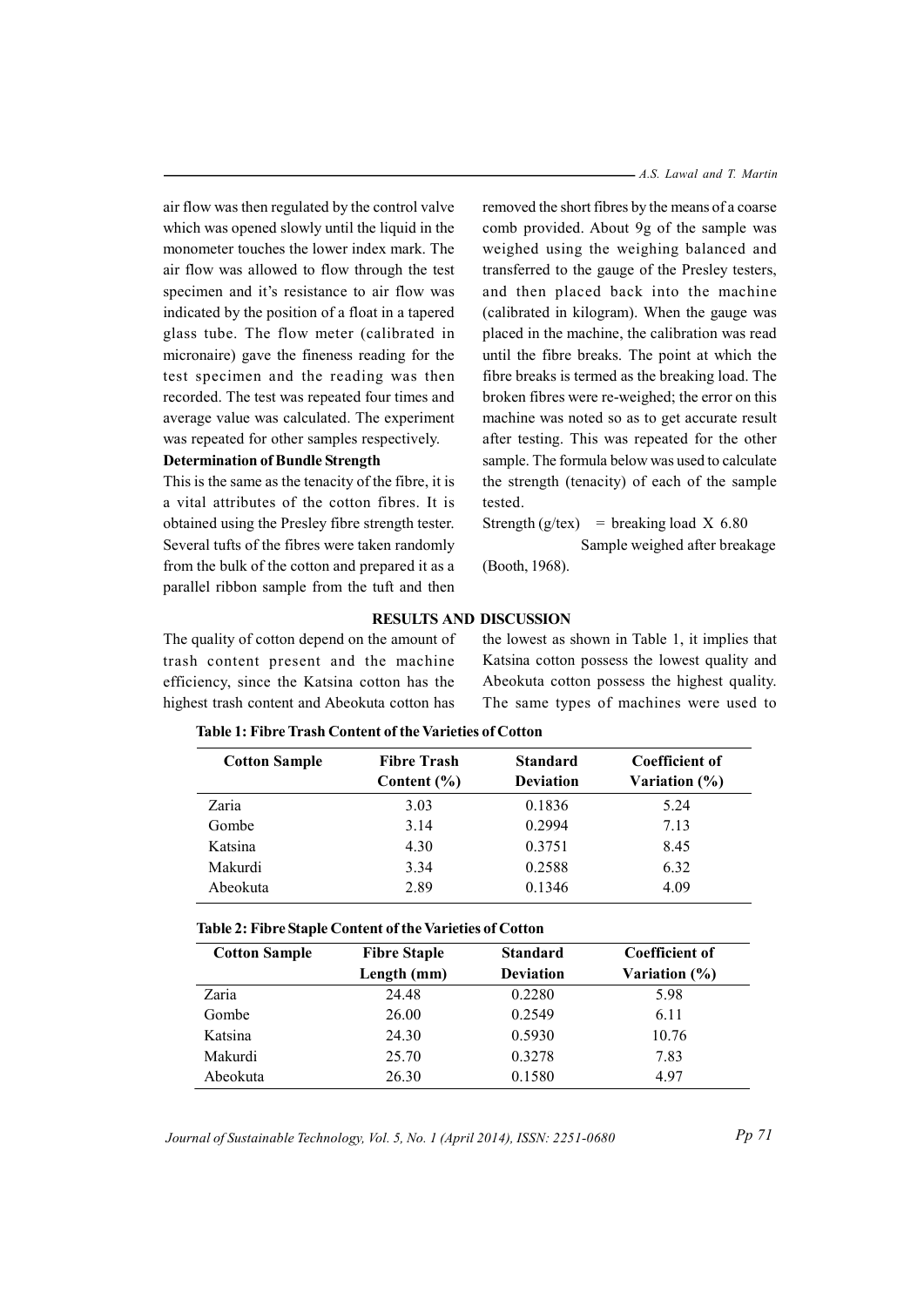air flow was then regulated by the control valve which was opened slowly until the liquid in the monometer touches the lower index mark. The air flow was allowed to flow through the test specimen and it's resistance to air flow was indicated by the position of a float in a tapered glass tube. The flow meter (calibrated in micronaire) gave the fineness reading for the test specimen and the reading was then recorded. The test was repeated four times and average value was calculated. The experiment was repeated for other samples respectively.

**Determination of Bundle Strength**

This is the same as the tenacity of the fibre, it is a vital attributes of the cotton fibres. It is obtained using the Presley fibre strength tester. Several tufts of the fibres were taken randomly from the bulk of the cotton and prepared it as a parallel ribbon sample from the tuft and then removed the short fibres by the means of a coarse comb provided. About 9g of the sample was weighed using the weighing balanced and transferred to the gauge of the Presley testers, and then placed back into the machine (calibrated in kilogram). When the gauge was placed in the machine, the calibration was read until the fibre breaks. The point at which the fibre breaks is termed as the breaking load. The broken fibres were re-weighed; the error on this machine was noted so as to get accurate result after testing. This was repeated for the other sample. The formula below was used to calculate the strength (tenacity) of each of the sample tested.

$$\text{Strength (g/tex)} = \frac{\text{breaking load} \times 6.80}{\text{Sample weighed after breakage}}$$

(Booth, 1968).

## RESULTS AND DISCUSSION

The quality of cotton depend on the amount of trash content present and the machine efficiency, since the Katsina cotton has the highest trash content and Abeokuta cotton has the lowest as shown in Table 1, it implies that Katsina cotton possess the lowest quality and Abeokuta cotton possess the highest quality. The same types of machines were used to

**Table 1: Fibre Trash Content of the Varieties of Cotton**

| Cotton Sample | Fibre Trash Content (%) | Standard Deviation | Coefficient of Variation (%) |
|---|---|---|---|
| Zaria | 3.03 | 0.1836 | 5.24 |
| Gombe | 3.14 | 0.2994 | 7.13 |
| Katsina | 4.30 | 0.3751 | 8.45 |
| Makurdi | 3.34 | 0.2588 | 6.32 |
| Abeokuta | 2.89 | 0.1346 | 4.09 |

**Table 2: Fibre Staple Content of the Varieties of Cotton**

| Cotton Sample | Fibre Staple Length (mm) | Standard Deviation | Coefficient of Variation (%) |
|---|---|---|---|
| Zaria | 24.48 | 0.2280 | 5.98 |
| Gombe | 26.00 | 0.2549 | 6.11 |
| Katsina | 24.30 | 0.5930 | 10.76 |
| Makurdi | 25.70 | 0.3278 | 7.83 |
| Abeokuta | 26.30 | 0.1580 | 4.97 |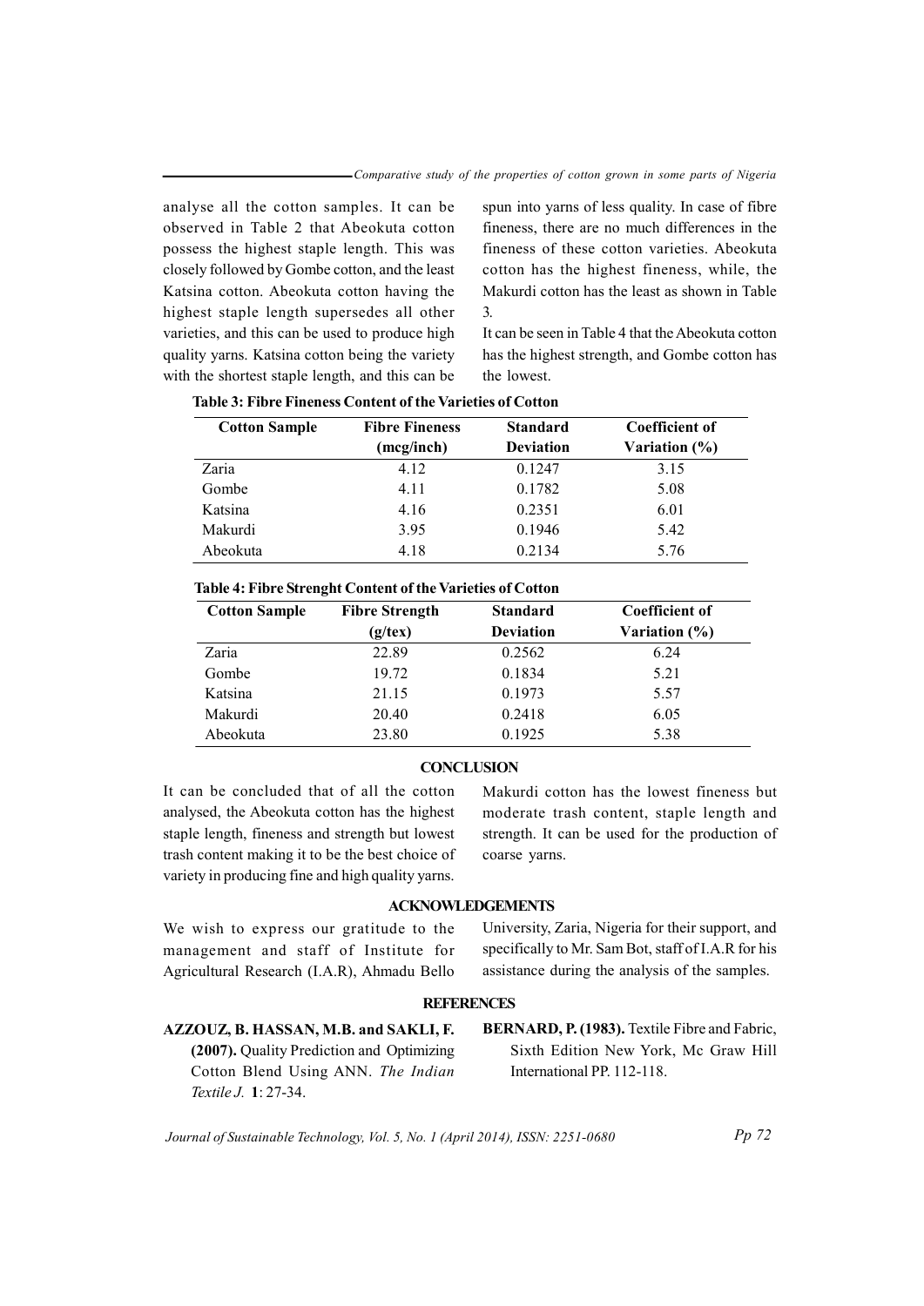analyse all the cotton samples. It can be observed in Table 2 that Abeokuta cotton possess the highest staple length. This was closely followed by Gombe cotton, and the least Katsina cotton. Abeokuta cotton having the highest staple length supersedes all other varieties, and this can be used to produce high quality yarns. Katsina cotton being the variety with the shortest staple length, and this can be spun into yarns of less quality. In case of fibre fineness, there are no much differences in the fineness of these cotton varieties. Abeokuta cotton has the highest fineness, while, the Makurdi cotton has the least as shown in Table 3.

It can be seen in Table 4 that the Abeokuta cotton has the highest strength, and Gombe cotton has the lowest.

**Table 3: Fibre Fineness Content of the Varieties of Cotton**

| Cotton Sample | Fibre Fineness (mcg/inch) | Standard Deviation | Coefficient of Variation (%) |
|---|---|---|---|
| Zaria | 4.12 | 0.1247 | 3.15 |
| Gombe | 4.11 | 0.1782 | 5.08 |
| Katsina | 4.16 | 0.2351 | 6.01 |
| Makurdi | 3.95 | 0.1946 | 5.42 |
| Abeokuta | 4.18 | 0.2134 | 5.76 |

**Table 4: Fibre Strenght Content of the Varieties of Cotton**

| Cotton Sample | Fibre Strength (g/tex) | Standard Deviation | Coefficient of Variation (%) |
|---|---|---|---|
| Zaria | 22.89 | 0.2562 | 6.24 |
| Gombe | 19.72 | 0.1834 | 5.21 |
| Katsina | 21.15 | 0.1973 | 5.57 |
| Makurdi | 20.40 | 0.2418 | 6.05 |
| Abeokuta | 23.80 | 0.1925 | 5.38 |

## CONCLUSION

It can be concluded that of all the cotton analysed, the Abeokuta cotton has the highest staple length, fineness and strength but lowest trash content making it to be the best choice of variety in producing fine and high quality yarns. Makurdi cotton has the lowest fineness but moderate trash content, staple length and strength. It can be used for the production of coarse yarns.

## ACKNOWLEDGEMENTS

We wish to express our gratitude to the management and staff of Institute for Agricultural Research (I.A.R), Ahmadu Bello University, Zaria, Nigeria for their support, and specifically to Mr. Sam Bot, staff of I.A.R for his assistance during the analysis of the samples.

## REFERENCES

**AZZOUZ, B. HASSAN, M.B. and SAKLI, F. (2007).** Quality Prediction and Optimizing Cotton Blend Using ANN. *The Indian Textile J.* **1**: 27-34.

**BERNARD, P. (1983).** Textile Fibre and Fabric, Sixth Edition New York, Mc Graw Hill International PP. 112-118.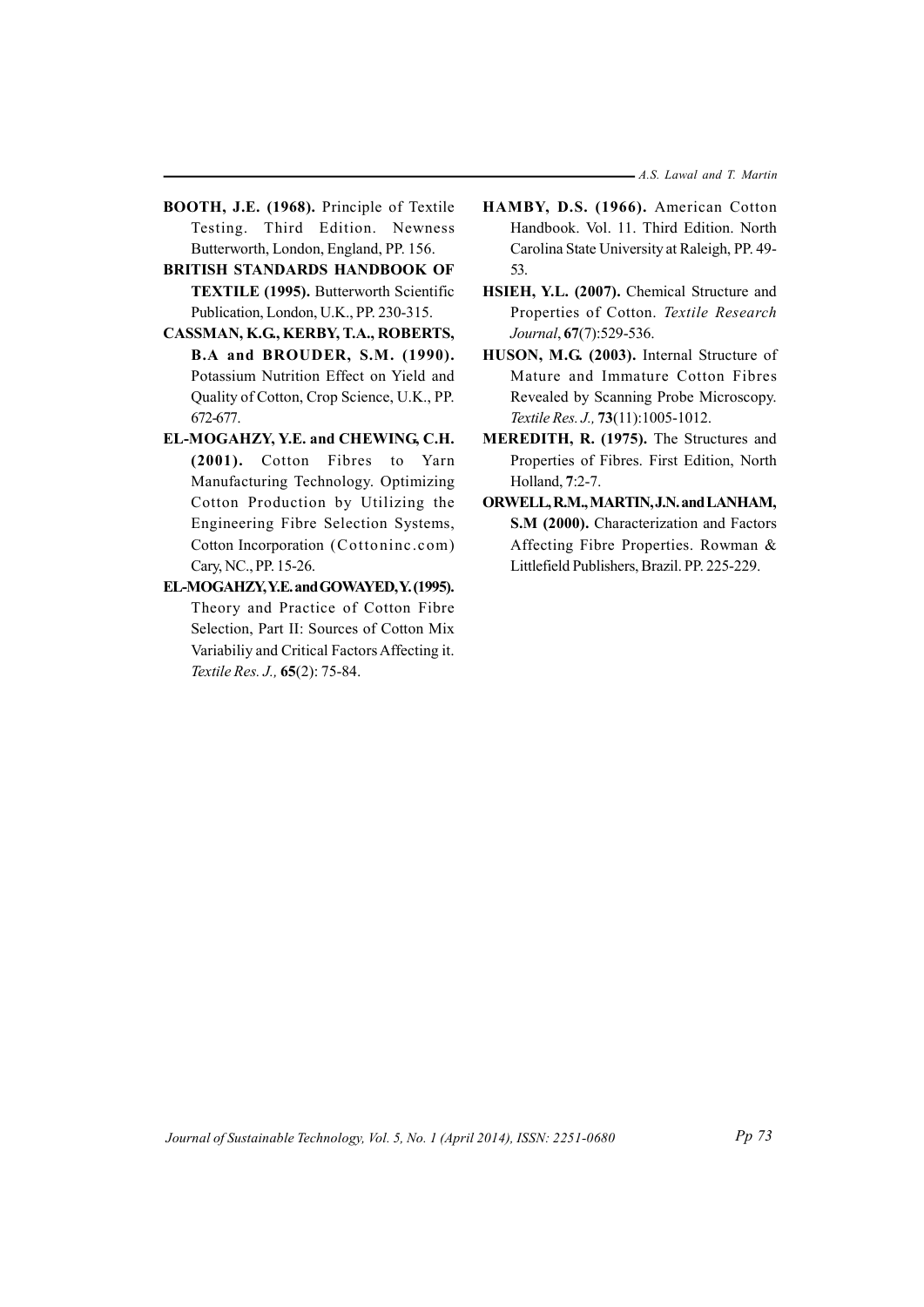**BOOTH, J.E. (1968).** Principle of Textile Testing. Third Edition. Newness Butterworth, London, England, PP. 156.

**BRITISH STANDARDS HANDBOOK OF TEXTILE (1995).** Butterworth Scientific Publication, London, U.K., PP. 230-315.

**CASSMAN, K.G., KERBY, T.A., ROBERTS, B.A and BROUDER, S.M. (1990).** Potassium Nutrition Effect on Yield and Quality of Cotton, Crop Science, U.K., PP. 672-677.

**EL-MOGAHZY, Y.E. and CHEWING, C.H. (2001).** Cotton Fibres to Yarn Manufacturing Technology. Optimizing Cotton Production by Utilizing the Engineering Fibre Selection Systems, Cotton Incorporation (Cottoninc.com) Cary, NC., PP. 15-26.

**EL-MOGAHZY, Y.E. and GOWAYED, Y. (1995).** Theory and Practice of Cotton Fibre Selection, Part II: Sources of Cotton Mix Variabiliy and Critical Factors Affecting it. *Textile Res. J.,* **65**(2): 75-84.

**HAMBY, D.S. (1966).** American Cotton Handbook. Vol. 11. Third Edition. North Carolina State University at Raleigh, PP. 49-53.

**HSIEH, Y.L. (2007).** Chemical Structure and Properties of Cotton. *Textile Research Journal*, **67**(7):529-536.

**HUSON, M.G. (2003).** Internal Structure of Mature and Immature Cotton Fibres Revealed by Scanning Probe Microscopy. *Textile Res. J.,* **73**(11):1005-1012.

**MEREDITH, R. (1975).** The Structures and Properties of Fibres. First Edition, North Holland, **7**:2-7.

**ORWELL, R.M., MARTIN, J.N. and LANHAM, S.M (2000).** Characterization and Factors Affecting Fibre Properties. Rowman & Littlefield Publishers, Brazil. PP. 225-229.